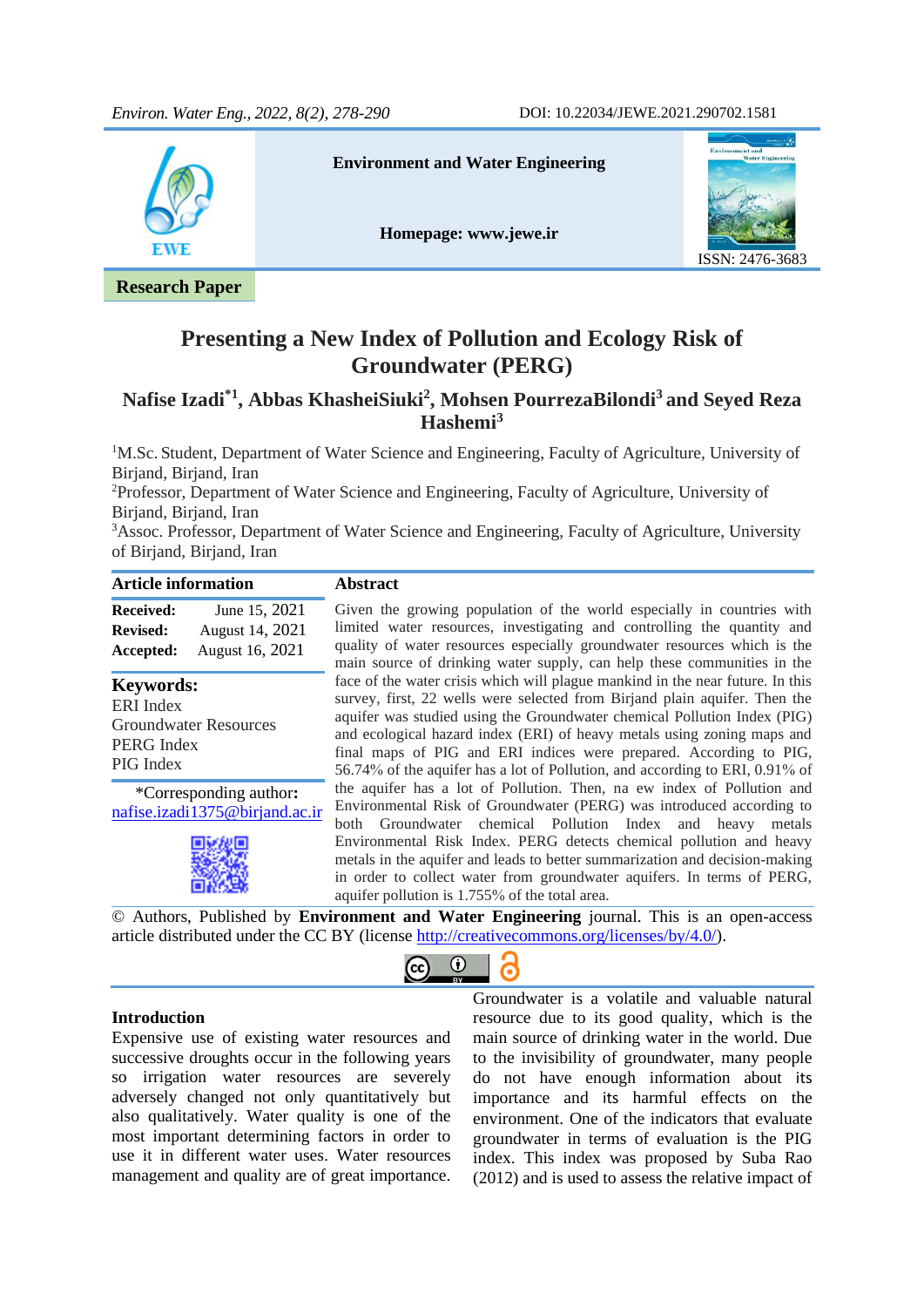Environment and Water Engineering

Homepage: www.jewe.ir

ISSN: 2476-3683

**Research Paper**

# Presenting a New Index of Pollution and Ecology Risk of Groundwater (PERG)

**Nafise Izadi[*1], Abbas KhasheiSiuki[2], Mohsen PourrezaBilondi[3] and Seyed Reza Hashemi[3]**

[1]M.Sc. Student, Department of Water Science and Engineering, Faculty of Agriculture, University of Birjand, Birjand, Iran
[2]Professor, Department of Water Science and Engineering, Faculty of Agriculture, University of Birjand, Birjand, Iran
[3]Assoc. Professor, Department of Water Science and Engineering, Faculty of Agriculture, University of Birjand, Birjand, Iran

## Article information

**Received:** June 15, 2021
**Revised:** August 14, 2021
**Accepted:** August 16, 2021

**Keywords:**
ERI Index
Groundwater Resources
PERG Index
PIG Index

*Corresponding author: nafise.izadi1375@birjand.ac.ir

## Abstract

Given the growing population of the world especially in countries with limited water resources, investigating and controlling the quantity and quality of water resources especially groundwater resources which is the main source of drinking water supply, can help these communities in the face of the water crisis which will plague mankind in the near future. In this survey, first, 22 wells were selected from Birjand plain aquifer. Then the aquifer was studied using the Groundwater chemical Pollution Index (PIG) and ecological hazard index (ERI) of heavy metals using zoning maps and final maps of PIG and ERI indices were prepared. According to PIG, 56.74% of the aquifer has a lot of Pollution, and according to ERI, 0.91% of the aquifer has a lot of Pollution. Then, na ew index of Pollution and Environmental Risk of Groundwater (PERG) was introduced according to both Groundwater chemical Pollution Index and heavy metals Environmental Risk Index. PERG detects chemical pollution and heavy metals in the aquifer and leads to better summarization and decision-making in order to collect water from groundwater aquifers. In terms of PERG, aquifer pollution is 1.755% of the total area.

© Authors, Published by **Environment and Water Engineering** journal. This is an open-access article distributed under the CC BY (license http://creativecommons.org/licenses/by/4.0/).

## Introduction

Expensive use of existing water resources and successive droughts occur in the following years so irrigation water resources are severely adversely changed not only quantitatively but also qualitatively. Water quality is one of the most important determining factors in order to use it in different water uses. Water resources management and quality are of great importance. Groundwater is a volatile and valuable natural resource due to its good quality, which is the main source of drinking water in the world. Due to the invisibility of groundwater, many people do not have enough information about its importance and its harmful effects on the environment. One of the indicators that evaluate groundwater in terms of evaluation is the PIG index. This index was proposed by Suba Rao (2012) and is used to assess the relative impact of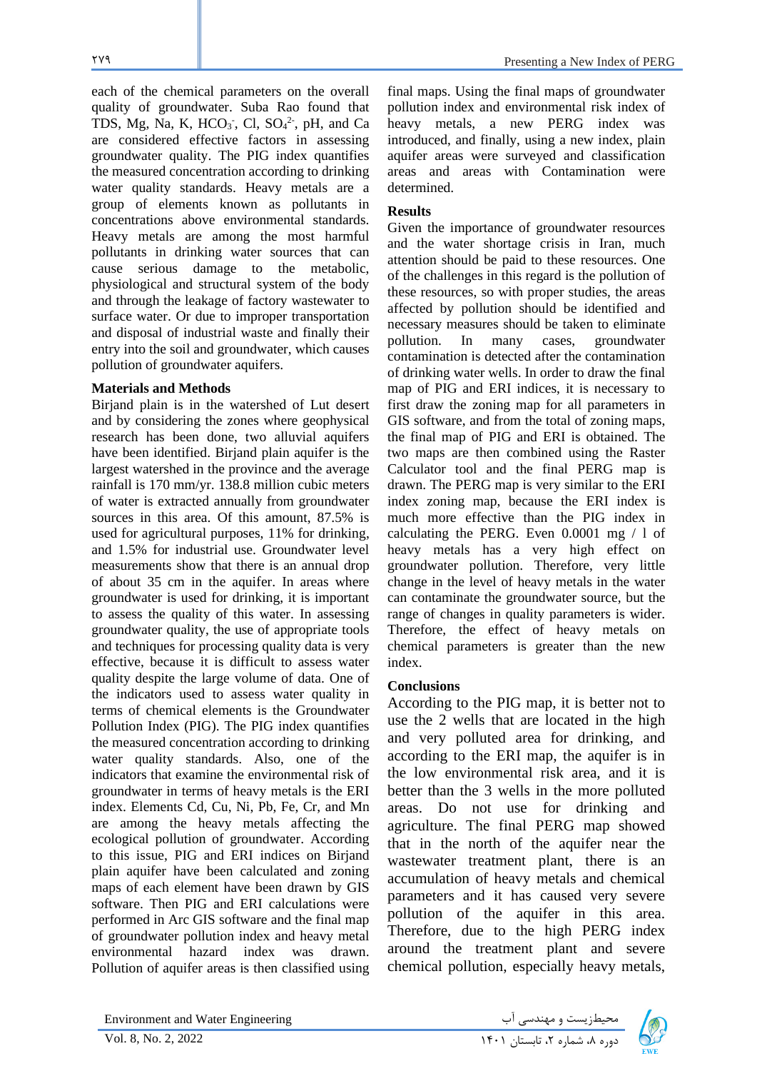each of the chemical parameters on the overall quality of groundwater. Suba Rao found that TDS, Mg, Na, K, $HCO_3^-$, Cl, $SO_4^{2-}$, pH, and Ca are considered effective factors in assessing groundwater quality. The PIG index quantifies the measured concentration according to drinking water quality standards. Heavy metals are a group of elements known as pollutants in concentrations above environmental standards. Heavy metals are among the most harmful pollutants in drinking water sources that can cause serious damage to the metabolic, physiological and structural system of the body and through the leakage of factory wastewater to surface water. Or due to improper transportation and disposal of industrial waste and finally their entry into the soil and groundwater, which causes pollution of groundwater aquifers.

**Materials and Methods**

Birjand plain is in the watershed of Lut desert and by considering the zones where geophysical research has been done, two alluvial aquifers have been identified. Birjand plain aquifer is the largest watershed in the province and the average rainfall is 170 mm/yr. 138.8 million cubic meters of water is extracted annually from groundwater sources in this area. Of this amount, 87.5% is used for agricultural purposes, 11% for drinking, and 1.5% for industrial use. Groundwater level measurements show that there is an annual drop of about 35 cm in the aquifer. In areas where groundwater is used for drinking, it is important to assess the quality of this water. In assessing groundwater quality, the use of appropriate tools and techniques for processing quality data is very effective, because it is difficult to assess water quality despite the large volume of data. One of the indicators used to assess water quality in terms of chemical elements is the Groundwater Pollution Index (PIG). The PIG index quantifies the measured concentration according to drinking water quality standards. Also, one of the indicators that examine the environmental risk of groundwater in terms of heavy metals is the ERI index. Elements Cd, Cu, Ni, Pb, Fe, Cr, and Mn are among the heavy metals affecting the ecological pollution of groundwater. According to this issue, PIG and ERI indices on Birjand plain aquifer have been calculated and zoning maps of each element have been drawn by GIS software. Then PIG and ERI calculations were performed in Arc GIS software and the final map of groundwater pollution index and heavy metal environmental hazard index was drawn. Pollution of aquifer areas is then classified using final maps. Using the final maps of groundwater pollution index and environmental risk index of heavy metals, a new PERG index was introduced, and finally, using a new index, plain aquifer areas were surveyed and classification areas and areas with Contamination were determined.

**Results**

Given the importance of groundwater resources and the water shortage crisis in Iran, much attention should be paid to these resources. One of the challenges in this regard is the pollution of these resources, so with proper studies, the areas affected by pollution should be identified and necessary measures should be taken to eliminate pollution. In many cases, groundwater contamination is detected after the contamination of drinking water wells. In order to draw the final map of PIG and ERI indices, it is necessary to first draw the zoning map for all parameters in GIS software, and from the total of zoning maps, the final map of PIG and ERI is obtained. The two maps are then combined using the Raster Calculator tool and the final PERG map is drawn. The PERG map is very similar to the ERI index zoning map, because the ERI index is much more effective than the PIG index in calculating the PERG. Even 0.0001 mg / l of heavy metals has a very high effect on groundwater pollution. Therefore, very little change in the level of heavy metals in the water can contaminate the groundwater source, but the range of changes in quality parameters is wider. Therefore, the effect of heavy metals on chemical parameters is greater than the new index.

**Conclusions**

According to the PIG map, it is better not to use the 2 wells that are located in the high and very polluted area for drinking, and according to the ERI map, the aquifer is in the low environmental risk area, and it is better than the 3 wells in the more polluted areas. Do not use for drinking and agriculture. The final PERG map showed that in the north of the aquifer near the wastewater treatment plant, there is an accumulation of heavy metals and chemical parameters and it has caused very severe pollution of the aquifer in this area. Therefore, due to the high PERG index around the treatment plant and severe chemical pollution, especially heavy metals,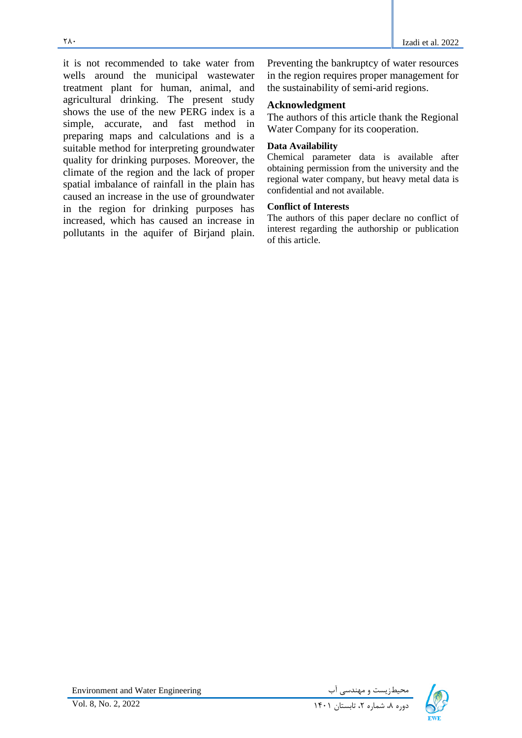it is not recommended to take water from wells around the municipal wastewater treatment plant for human, animal, and agricultural drinking. The present study shows the use of the new PERG index is a simple, accurate, and fast method in preparing maps and calculations and is a suitable method for interpreting groundwater quality for drinking purposes. Moreover, the climate of the region and the lack of proper spatial imbalance of rainfall in the plain has caused an increase in the use of groundwater in the region for drinking purposes has increased, which has caused an increase in pollutants in the aquifer of Birjand plain. Preventing the bankruptcy of water resources in the region requires proper management for the sustainability of semi-arid regions.

## Acknowledgment

The authors of this article thank the Regional Water Company for its cooperation.

### Data Availability

Chemical parameter data is available after obtaining permission from the university and the regional water company, but heavy metal data is confidential and not available.

### Conflict of Interests

The authors of this paper declare no conflict of interest regarding the authorship or publication of this article.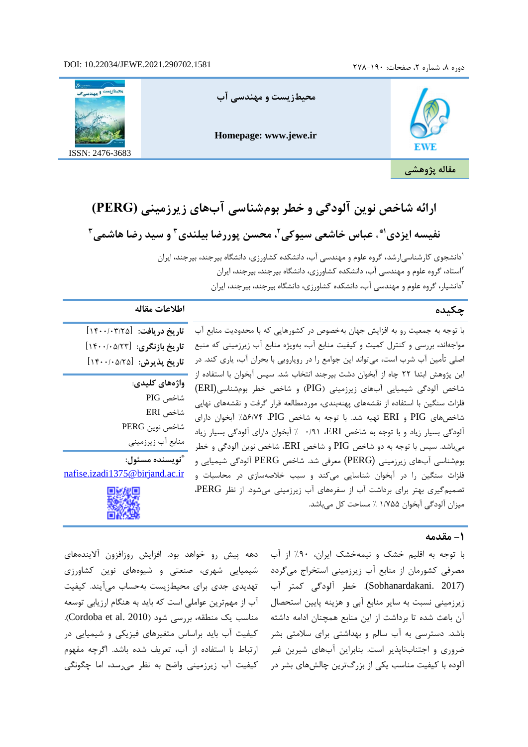مقاله پژوهشی

# ارائه شاخص نوین آلودگی و خطر بوم‌شناسی آب‌های زیرزمینی (PERG)

**نفیسه ایزدی[1]*، عباس خاشعی سیوکی[2]، محسن پوررضا بیلندی[3] و سید رضا هاشمی[3]**

[1]دانشجوی کارشناسی‌ارشد، گروه علوم و مهندسی آب، دانشکده کشاورزی، دانشگاه بیرجند، بیرجند، ایران

[2]استاد، گروه علوم و مهندسی آب، دانشکده کشاورزی، دانشگاه بیرجند، بیرجند، ایران

[3]دانشیار، گروه علوم و مهندسی آب، دانشکده کشاورزی، دانشگاه بیرجند، بیرجند، ایران

## چکیده

با توجه به جمعیت رو به افزایش جهان به‌خصوص در کشورهایی که با محدودیت منابع آب مواجه‌اند، بررسی و کنترل کمیت و کیفیت منابع آب، به‌ویژه منابع آب زیرزمینی که منبع اصلی تأمین آب شرب است، می‌تواند این جوامع را در رویارویی با بحران آب، یاری کند. در این پژوهش ابتدا ۲۲ چاه از آبخوان دشت بیرجند انتخاب شد. سپس آبخوان با استفاده از شاخص آلودگی شیمیایی آب‌های زیرزمینی (PIG) و شاخص خطر بوم‌شناسی(ERI) فلزات سنگین با استفاده از نقشه‌های پهنه‌بندی، موردمطالعه قرار گرفت و نقشه‌های نهایی شاخص‌های PIG و ERI تهیه شد. با توجه به شاخص PIG، ۵۶/۷۴٪ آبخوان دارای آلودگی بسیار زیاد و با توجه به شاخص ERI، ۰/۹۱ ٪ آبخوان دارای آلودگی بسیار زیاد می‌باشد. سپس با توجه به دو شاخص PIG و شاخص ERI، شاخص نوین آلودگی و خطر بوم‌شناسی آب‌های زیرزمینی (PERG) معرفی شد. شاخص PERG آلودگی شیمیایی و فلزات سنگین را در آبخوان شناسایی می‌کند و سبب خلاصه‌سازی در محاسبات و تصمیم‌گیری بهتر برای برداشت آب از سفره‌های آب زیرزمینی می‌شود. از نظر PERG، میزان آلودگی آبخوان ۱/۷۵۵ ٪ مساحت کل می‌باشد.

## اطلاعات مقاله

**تاریخ دریافت:** [۱۴۰۰/۰۳/۲۵]

**تاریخ بازنگری:** [۱۴۰۰/۰۵/۲۳]

**تاریخ پذیرش:** [۱۴۰۰/۰۵/۲۵]

**واژه‌های کلیدی:**

شاخص PIG

شاخص ERI

شاخص نوین PERG

منابع آب زیرزمینی

***نویسنده مسئول:**

nafise.izadi1375@birjand.ac.ir

## ۱- مقدمه

با توجه به اقلیم خشک و نیمه‌خشک ایران، ۹۰٪ از آب مصرفی کشورمان از منابع آب زیرزمینی استخراج می‌گردد (Sobhanardakani. 2017). خطر آلودگی کمتر آب زیرزمینی نسبت به سایر منابع آبی و هزینه پایین استحصال آن باعث شده تا برداشت از این منابع همچنان ادامه داشته باشد. دسترسی به آب سالم و بهداشتی برای سلامتی بشر ضروری و اجتناب‌ناپذیر است. بنابراین آب‌های شیرین غیر آلوده با کیفیت مناسب یکی از بزرگ‌ترین چالش‌های بشر در دهه پیش رو خواهد بود. افزایش روزافزون آلاینده‌های شیمیایی شهری، صنعتی و شیوه‌های نوین کشاورزی تهدیدی جدی برای محیط‌زیست به‌حساب می‌آیند. کیفیت آب از مهم‌ترین عواملی است که باید به هنگام ارزیابی توسعه مناسب یک منطقه، بررسی شود (Cordoba et al. 2010). کیفیت آب باید براساس متغیرهای فیزیکی و شیمیایی در ارتباط با استفاده از آب، تعریف شده باشد. اگرچه مفهوم کیفیت آب زیرزمینی واضح به نظر می‌رسد، اما چگونگی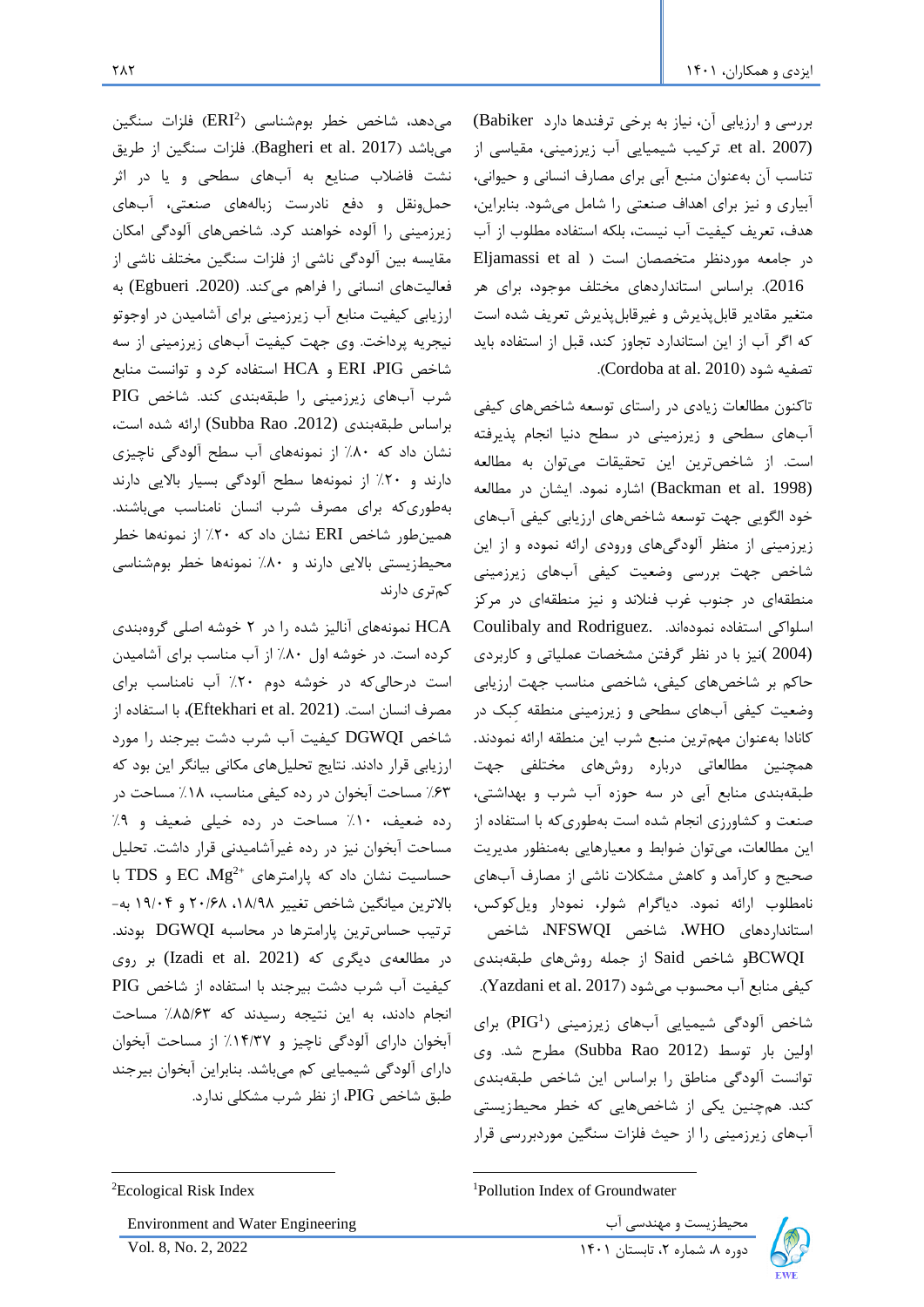بررسی و ارزیابی آن، نیاز به برخی ترفندها دارد (Babiker et al. 2007). ترکیب شیمیایی آب زیرزمینی، مقیاسی از تناسب آن به‌عنوان منبع آبی برای مصارف انسانی و حیوانی، آبیاری و نیز برای اهداف صنعتی را شامل می‌شود. بنابراین، هدف، تعریف کیفیت آب نیست، بلکه استفاده مطلوب از آب در جامعه موردنظر متخصصان است (Eljamassi et al 2016). براساس استانداردهای مختلف موجود، برای هر متغیر مقادیر قابل‌پذیرش و غیرقابل‌پذیرش تعریف شده است که اگر آب از این استاندارد تجاوز کند، قبل از استفاده باید تصفیه شود (Cordoba at al. 2010).

تاکنون مطالعات زیادی در راستای توسعه شاخص‌های کیفی آب‌های سطحی و زیرزمینی در سطح دنیا انجام پذیرفته است. از شاخص‌ترین این تحقیقات می‌توان به مطالعه (Backman et al. 1998) اشاره نمود. ایشان در مطالعه خود الگویی جهت توسعه شاخص‌های ارزیابی کیفی آب‌های زیرزمینی از منظر آلودگی‌های ورودی ارائه نموده و از این شاخص جهت بررسی وضعیت کیفی آب‌های زیرزمینی منطقه‌ای در جنوب غرب فنلاند و نیز منطقه‌ای در مرکز اسلواکی استفاده نموده‌اند. Coulibaly and Rodriguez. (2004)نیز با در نظر گرفتن مشخصات عملیاتی و کاربردی حاکم بر شاخص‌های کیفی، شاخصی مناسب جهت ارزیابی وضعیت کیفی آب‌های سطحی و زیرزمینی منطقه کِبک در کانادا به‌عنوان مهم‌ترین منبع شرب این منطقه ارائه نمودند. همچنین مطالعاتی درباره روش‌های مختلفی جهت طبقه‌بندی منابع آبی در سه حوزه آب شرب و بهداشتی، صنعت و کشاورزی انجام شده است به‌طوری‌که با استفاده از این مطالعات، می‌توان ضوابط و معیارهایی به‌منظور مدیریت صحیح و کارآمد و کاهش مشکلات ناشی از مصارف آب‌های نامطلوب ارائه نمود. دیاگرام شولر، نمودار ویل‌کوکس، استانداردهای WHO، شاخص NFSWQI، شاخص BCWQIو شاخص Said از جمله روش‌های طبقه‌بندی کیفی منابع آب محسوب می‌شود (Yazdani et al. 2017).

شاخص آلودگی شیمیایی آب‌های زیرزمینی (PIG[1]) برای اولین بار توسط (Subba Rao 2012) مطرح شد. وی توانست آلودگی مناطق را براساس این شاخص طبقه‌بندی کند. هم‌چنین یکی از شاخص‌هایی که خطر محیط‌زیستی آب‌های زیرزمینی را از حیث فلزات سنگین موردبررسی قرار می‌دهد، شاخص خطر بوم‌شناسی (ERI[2]) فلزات سنگین می‌باشد (Bagheri et al. 2017). فلزات سنگین از طریق نشت فاضلاب صنایع به آب‌های سطحی و یا در اثر حمل‌ونقل و دفع نادرست زباله‌های صنعتی، آب‌های زیرزمینی را آلوده خواهند کرد. شاخص‌های آلودگی امکان مقایسه بین آلودگی ناشی از فلزات سنگین مختلف ناشی از فعالیت‌های انسانی را فراهم می‌کنند. (Egbueri .2020) به ارزیابی کیفیت منابع آب زیرزمینی برای آشامیدن در اوجوتو نیجریه پرداخت. وی جهت کیفیت آب‌های زیرزمینی از سه شاخص PIG، ERI و HCA استفاده کرد و توانست منابع شرب آب‌های زیرزمینی را طبقه‌بندی کند. شاخص PIG براساس طبقه‌بندی (Subba Rao .2012) ارائه شده است، نشان داد که ۸۰٪ از نمونه‌های آب سطح آلودگی ناچیزی دارند و ۲۰٪ از نمونه‌ها سطح آلودگی بسیار بالایی دارند به‌طوری‌که برای مصرف شرب انسان نامناسب می‌باشند. همین‌طور شاخص ERI نشان داد که ۲۰٪ از نمونه‌ها خطر محیط‌زیستی بالایی دارند و ۸۰٪ نمونه‌ها خطر بوم‌شناسی کم‌تری دارند

HCA نمونه‌های آنالیز شده را در ۲ خوشه اصلی گروه‌بندی کرده است. در خوشه اول ۸۰٪ از آب مناسب برای آشامیدن است درحالی‌که در خوشه دوم ۲۰٪ آب نامناسب برای مصرف انسان است. (Eftekhari et al. 2021)، با استفاده از شاخص DGWQI کیفیت آب شرب دشت بیرجند را مورد ارزیابی قرار دادند. نتایج تحلیل‌های مکانی بیانگر این بود که ۶۳٪ مساحت آبخوان در رده کیفی مناسب، ۱۸٪ مساحت در رده ضعیف، ۱۰٪ مساحت در رده خیلی ضعیف و ۹٪ مساحت آبخوان نیز در رده غیرآشامیدنی قرار داشت. تحلیل حساسیت نشان داد که پارامترهای $Mg^{2+}$، EC و TDS با بالاترین میانگین شاخص تغییر ۱۸/۹۸، ۲۰/۶۸ و ۱۹/۰۴ به‌ترتیب حساس‌ترین پارامترها در محاسبه DGWQI بودند. در مطالعه‌ی دیگری که (Izadi et al. 2021) بر روی کیفیت آب شرب دشت بیرجند با استفاده از شاخص PIG انجام دادند، به این نتیجه رسیدند که ۸۵/۶۳٪ مساحت آبخوان دارای آلودگی ناچیز و ۱۴/۳۷٪ از مساحت آبخوان دارای آلودگی شیمیایی کم می‌باشد. بنابراین آبخوان بیرجند طبق شاخص PIG، از نظر شرب مشکلی ندارد.

---

[1] Pollution Index of Groundwater

[2] Ecological Risk Index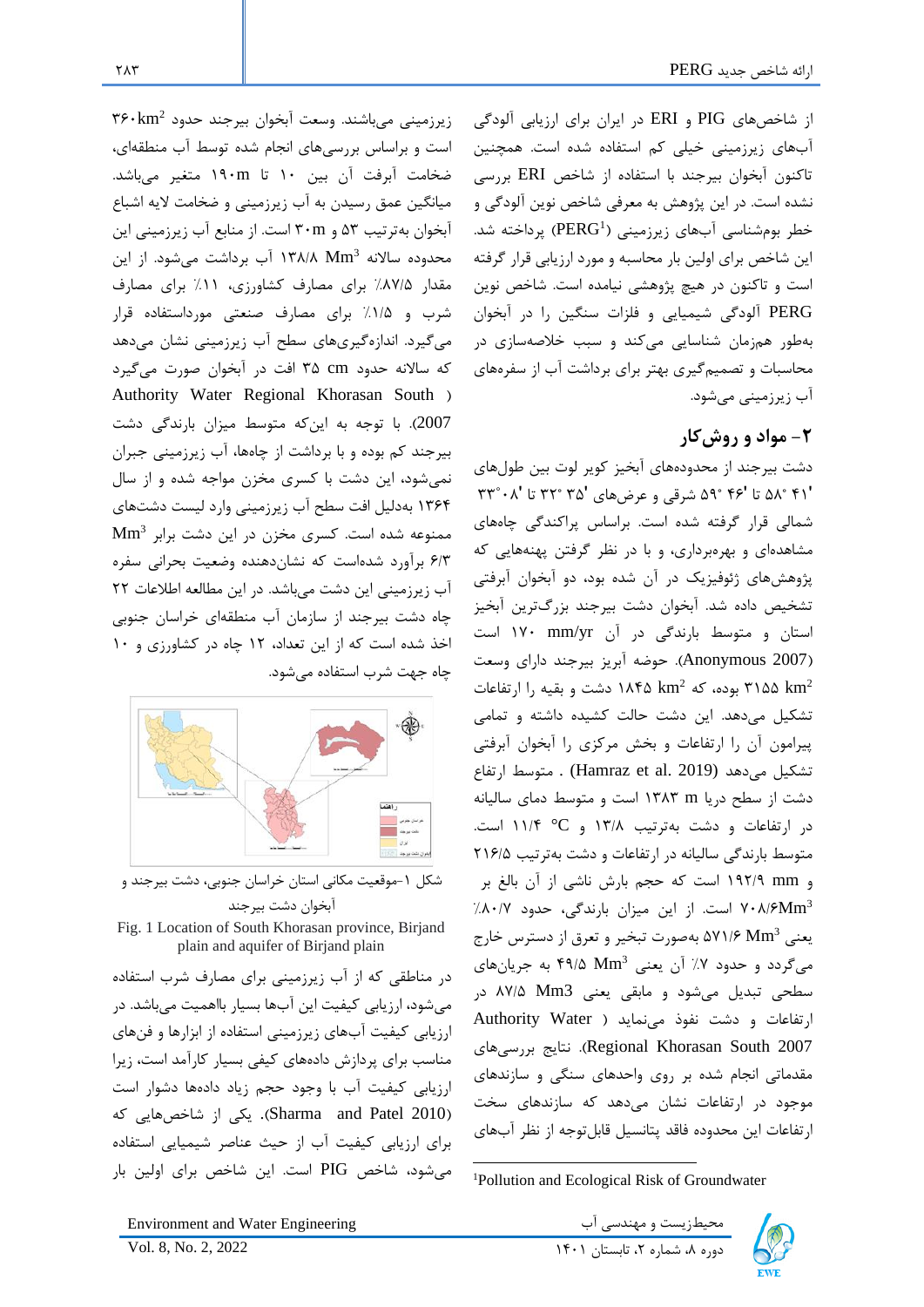از شاخص‌های PIG و ERI در ایران برای ارزیابی آلودگی آب‌های زیرزمینی خیلی کم استفاده شده است. همچنین تاکنون آبخوان بیرجند با استفاده از شاخص ERI بررسی نشده است. در این پژوهش به معرفی شاخص نوین آلودگی و خطر بوم‌شناسی آب‌های زیرزمینی (PERG[1]) پرداخته شد. این شاخص برای اولین بار محاسبه و مورد ارزیابی قرار گرفته است و تاکنون در هیچ پژوهشی نیامده است. شاخص نوین PERG آلودگی شیمیایی و فلزات سنگین را در آبخوان به‌طور همزمان شناسایی می‌کند و سبب خلاصه‌سازی در محاسبات و تصمیم‌گیری بهتر برای برداشت آب از سفره‌های آب زیرزمینی می‌شود.

## ۲- مواد و روش‌کار

دشت بیرجند از محدوده‌های آبخیز کویر لوت بین طول‌های '۴۱ °۵۸ تا '۴۶ °۵۹ شرقی و عرض‌های '۳۵ °۳۲ تا '۰۸ °۳۳ شمالی قرار گرفته شده است. براساس پراکندگی چاه‌های مشاهده‌ای و بهره‌برداری، و با در نظر گرفتن پهنه‌هایی که پژوهش‌های ژئوفیزیک در آن شده بود، دو آبخوان آبرفتی تشخیص داده شد. آبخوان دشت بیرجند بزرگ‌ترین آبخیز استان و متوسط بارندگی در آن $170\ mm/yr$ است (Anonymous 2007). حوضه آبریز بیرجند دارای وسعت $3155\ km^2$ بوده، که $1485\ km^2$ دشت و بقیه را ارتفاعات تشکیل می‌دهد. این دشت حالت کشیده داشته و تمامی پیرامون آن را ارتفاعات و بخش مرکزی را آبخوان آبرفتی تشکیل می‌دهد (Hamraz et al. 2019) . متوسط ارتفاع دشت از سطح دریا $1383\ m$ است و متوسط دمای سالیانه در ارتفاعات و دشت به‌ترتیب ۱۳/۸ و $11/4\ °C$ است. متوسط بارندگی سالیانه در ارتفاعات و دشت به‌ترتیب ۲۱۶/۵ و $192/9\ mm$ است که حجم بارش ناشی از آن بالغ بر $708/6 Mm^3$ است. از این میزان بارندگی، حدود ۸۰/۷٪ یعنی $571/6\ Mm^3$ به‌صورت تبخیر و تعرق از دسترس خارج می‌گردد و حدود ۷٪ آن یعنی $49/5\ Mm^3$ به جریان‌های سطحی تبدیل می‌شود و مابقی یعنی $87/5\ Mm3$ در ارتفاعات و دشت نفوذ می‌نماید ( South Khorasan Regional Water Authority 2007). نتایج بررسی‌های مقدماتی انجام شده بر روی واحدهای سنگی و سازندهای موجود در ارتفاعات نشان می‌دهد که سازندهای سخت ارتفاعات این محدوده فاقد پتانسیل قابل‌توجه از نظر آب‌های زیرزمینی می‌باشند. وسعت آبخوان بیرجند حدود $360 km^2$ است و براساس بررسی‌های انجام شده توسط آب منطقه‌ای، ضخامت آبرفت آن بین ۱۰ تا $190 m$ متغیر می‌باشد. میانگین عمق رسیدن به آب زیرزمینی و ضخامت لایه اشباع آبخوان به‌ترتیب ۵۳ و $30 m$ است. از منابع آب زیرزمینی این محدوده سالانه $138/8\ Mm^3$ آب برداشت می‌شود. از این مقدار ۸۷/۵٪ برای مصارف کشاورزی، ۱۱٪ برای مصارف شرب و ۱/۵٪ برای مصارف صنعتی مورداستفاده قرار می‌گیرد. اندازه‌گیری‌های سطح آب زیرزمینی نشان می‌دهد که سالانه حدود $35\ cm$ افت در آبخوان صورت می‌گیرد (South Khorasan Regional Water Authority 2007). با توجه به این‌که متوسط میزان بارندگی دشت بیرجند کم بوده و با برداشت از چاه‌ها، آب زیرزمینی جبران نمی‌شود، این دشت با کسری مخزن مواجه شده و از سال ۱۳۶۴ به‌دلیل افت سطح آب زیرزمینی وارد لیست دشت‌های ممنوعه شده است. کسری مخزن در این دشت برابر $Mm^3$ ۶/۳ برآورد شده‌است که نشان‌دهنده وضعیت بحرانی سفره آب زیرزمینی این دشت می‌باشد. در این مطالعه اطلاعات ۲۲ چاه دشت بیرجند از سازمان آب منطقه‌ای خراسان جنوبی اخذ شده است که از این تعداد، ۱۲ چاه در کشاورزی و ۱۰ چاه جهت شرب استفاده می‌شود.

شکل ۱-موقعیت مکانی استان خراسان جنوبی، دشت بیرجند و آبخوان دشت بیرجند

Fig. 1 Location of South Khorasan province, Birjand plain and aquifer of Birjand plain

در مناطقی که از آب زیرزمینی برای مصارف شرب استفاده می‌شود، ارزیابی کیفیت این آب‌ها بسیار بااهمیت می‌باشد. در ارزیابی کیفیت آب‌های زیرزمینی استفاده از ابزارها و فن‌های مناسب برای پردازش داده‌های کیفی بسیار کارآمد است، زیرا ارزیابی کیفیت آب با وجود حجم زیاد داده‌ها دشوار است (Sharma and Patel 2010). یکی از شاخص‌هایی که برای ارزیابی کیفیت آب از حیث عناصر شیمیایی استفاده می‌شود، شاخص PIG است. این شاخص برای اولین بار

---

[1]Pollution and Ecological Risk of Groundwater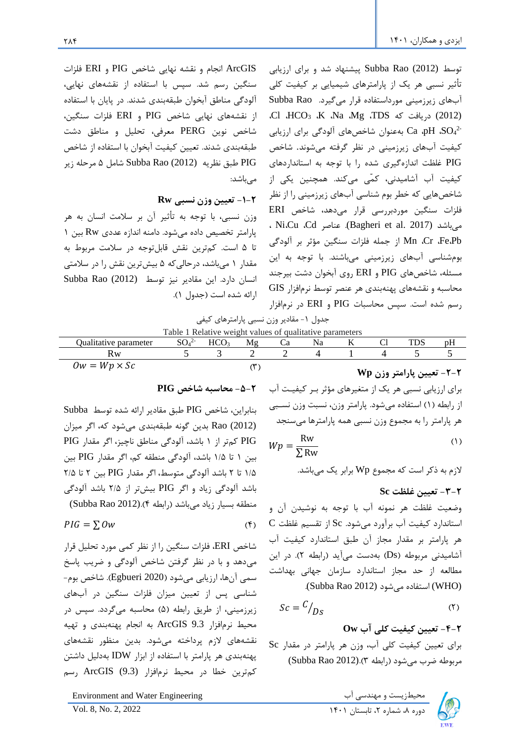توسط Subba Rao (2012) پیشنهاد شد و برای ارزیابی تأثیر نسبی هر یک از پارامترهای شیمیایی بر کیفیت کلی آب‌های زیرزمینی مورداستفاده قرار می‌گیرد. Subba Rao (2012) دریافت که TDS، Mg، Na، K، $HCO_3$، Cl، $SO_4^{2-}$، pH، Ca به‌عنوان شاخص‌های آلودگی برای ارزیابی کیفیت آب‌های زیرزمینی در نظر گرفته می‌شوند. شاخص PIG غلظت اندازه‌گیری شده را با توجه به استانداردهای کیفیت آب آشامیدنی، کمّی می‌کند. همچنین یکی از شاخص‌هایی که خطر بوم شناسی آب‌های زیرزمینی را از نظر فلزات سنگین موردبررسی قرار می‌دهد، شاخص ERI می‌باشد (Bagheri et al. 2017). عناصر Cd، Cu، Ni، Pb، Fe، Cr، Mn از جمله فلزات سنگین مؤثر بر آلودگی بوم‌شناسی آب‌های زیرزمینی می‌باشند. با توجه به این مسئله، شاخص‌های PIG و ERI روی آبخوان دشت بیرجند محاسبه و نقشه‌های پهنه‌بندی هر عنصر توسط نرم‌افزار GIS رسم شده است. سپس محاسبات PIG و ERI در نرم‌افزار ArcGIS انجام و نقشه نهایی شاخص PIG و ERI فلزات سنگین رسم شد. سپس با استفاده از نقشه‌های نهایی، آلودگی مناطق آبخوان طبقه‌بندی شدند. در پایان با استفاده از نقشه‌های نهایی شاخص PIG و ERI فلزات سنگین، شاخص نوین PERG معرفی، تحلیل و مناطق دشت طبقه‌بندی شدند. تعیین کیفیت آبخوان با استفاده از شاخص PIG طبق نظریه Subba Rao (2012) شامل ۵ مرحله زیر می‌باشد:

### ۲-۱- تعیین وزن نسبی Rw

وزن نسبی، با توجه به تأثیر آن بر سلامت انسان به هر پارامتر تخصیص داده می‌شود. دامنه اندازه عددی Rw بین ۱ تا ۵ است. کم‌ترین نقش قابل‌توجه در سلامت مربوط به مقدار ۱ می‌باشد، درحالی‌که ۵ بیش‌ترین نقش را در سلامتی انسان دارد. این مقادیر نیز توسط Subba Rao (2012) ارائه شده است (جدول ۱).

جدول ۱- مقادیر وزن نسبی پارامترهای کیفی

Table 1 Relative weight values of qualitative parameters

| Qualitative parameter | $SO_4^{2-}$ | $HCO_3$ | Mg | Ca | Na | K | Cl | TDS | pH |
|---|---|---|---|---|---|---|---|---|---|
| Rw | 5 | 3 | 2 | 2 | 4 | 1 | 4 | 5 | 5 |

### ۲-۲- تعیین پارامتر وزن Wp

برای ارزیابی نسبی هر یک از متغیرهای مؤثر بر کیفیت آب از رابطه (۱) استفاده می‌شود. پارامتر وزن، نسبت وزن نسبی هر پارامتر را به مجموع وزن نسبی همه پارامترها می‌سنجد

$$Wp = \frac{\text{Rw}}{\sum \text{Rw}} \tag{۱}$$

لازم به ذکر است که مجموع Wp برابر یک می‌باشد.

### ۲-۳- تعیین غلظت Sc

وضعیت غلظت هر نمونه آب با توجه به نوشیدن آن و استاندارد کیفیت آب برآورد می‌شود. Sc از تقسیم غلظت C هر پارامتر بر مقدار مجاز آن طبق استاندارد کیفیت آب آشامیدنی مربوطه (Ds) به‌دست می‌آید (رابطه ۲). در این مطالعه از حد مجاز استاندارد سازمان جهانی بهداشت (WHO) استفاده می‌شود (Subba Rao 2012).

$$Sc = {C}/{D_S} \tag{۲}$$

### ۲-۴- تعیین کیفیت کلی آب Ow

برای تعیین کیفیت کلی آب، وزن هر پارامتر در مقدار Sc مربوطه ضرب می‌شود (رابطه ۳).(Subba Rao 2012)

$$Ow = Wp \times Sc \tag{۳}$$

### ۲-۵- محاسبه شاخص PIG

بنابراین، شاخص PIG طبق مقادیر ارائه شده توسط Subba Rao (2012) بدین گونه طبقه‌بندی می‌شود که، اگر میزان PIG کم‌تر از ۱ باشد، آلودگی مناطق ناچیز، اگر مقدار PIG بین ۱ تا ۱/۵ باشد، آلودگی منطقه کم، اگر مقدار PIG بین ۱/۵ تا ۲ باشد آلودگی متوسط، اگر مقدار PIG بین ۲ تا ۲/۵ باشد آلودگی زیاد و اگر PIG بیش‌تر از ۲/۵ باشد آلودگی منطقه بسیار زیاد می‌باشد (رابطه ۴).(Subba Rao 2012)

$$PIG = \sum Ow \tag{۴}$$

شاخص ERI، فلزات سنگین را از نظر کمی مورد تحلیل قرار می‌دهد و با در نظر گرفتن شاخص آلودگی و ضریب پاسخ سمی آن‌ها، ارزیابی می‌شود (Egbueri 2020). شاخص بوم‌شناسی پس از تعیین میزان فلزات سنگین در آب‌های زیرزمینی، از طریق رابطه (۵) محاسبه می‌گردد. سپس در محیط نرم‌افزار ArcGIS 9.3 به انجام پهنه‌بندی و تهیه نقشه‌های لازم پرداخته می‌شود. بدین منظور نقشه‌های پهنه‌بندی هر پارامتر با استفاده از ابزار IDW به‌دلیل داشتن کم‌ترین خطا در محیط نرم‌افزار ArcGIS (9.3) رسم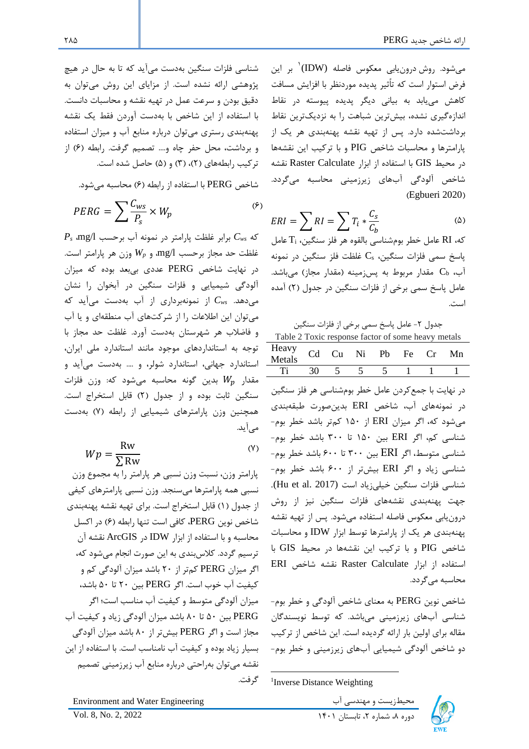می‌شود. روش درون‌یابی معکوس فاصله (IDW)[1] بر این فرض استوار است که تأثیر پدیده موردنظر با افزایش مسافت کاهش می‌یابد به بیانی دیگر پدیده پیوسته در نقاط اندازه‌گیری نشده، بیش‌ترین شباهت را به نزدیک‌ترین نقاط برداشت‌شده دارد. پس از تهیه نقشه پهنه‌بندی هر یک از پارامترها و محاسبات شاخص PIG و با ترکیب این نقشه‌ها در محیط GIS با استفاده از ابزار Raster Calculate نقشه شاخص آلودگی آب‌های زیرزمینی محاسبه می‌گردد. (Egbueri 2020)

$$ERI = \sum RI = \sum T_i * \frac{C_s}{C_b} \quad (5)$$

که، RI عامل خطر بوم‌شناسی بالقوه هر فلز سنگین، $T_i$ عامل پاسخ سمی فلزات سنگین، $C_s$ غلظت فلز سنگین در نمونه آب، $C_b$ مقدار مربوط به پس‌زمینه (مقدار مجاز) می‌باشد. عامل پاسخ سمی برخی از فلزات سنگین در جدول (۲) آمده است.

جدول ۲- عامل پاسخ سمی برخی از فلزات سنگین

Table 2 Toxic response factor of some heavy metals

| Heavy Metals | Cd | Cu | Ni | Pb | Fe | Cr | Mn |
|---|---|---|---|---|---|---|---|
| Ti | 30 | 5 | 5 | 5 | 1 | 1 | 1 |

در نهایت با جمع‌کردن عامل خطر بوم‌شناسی هر فلز سنگین در نمونه‌های آب، شاخص ERI بدین‌صورت طبقه‌بندی می‌شود که، اگر میزان ERI از ۱۵۰ کم‌تر باشد خطر بوم‌شناسی کم، اگر ERI بین ۱۵۰ تا ۳۰۰ باشد خطر بوم‌شناسی متوسط، اگر ERI بین ۳۰۰ تا ۶۰۰ باشد خطر بوم‌شناسی زیاد و اگر ERI بیش‌تر از ۶۰۰ باشد خطر بوم‌شناسی فلزات سنگین خیلی‌زیاد است (Hu et al. 2017). جهت پهنه‌بندی نقشه‌های فلزات سنگین نیز از روش درون‌یابی معکوس فاصله استفاده می‌شود. پس از تهیه نقشه پهنه‌بندی هر یک از پارامترها توسط ابزار IDW و محاسبات شاخص PIG و با ترکیب این نقشه‌ها در محیط GIS با استفاده از ابزار Raster Calculate نقشه شاخص ERI محاسبه می‌گردد.

شاخص نوین PERG به معنای شاخص آلودگی و خطر بوم‌شناسی آب‌های زیرزمینی می‌باشد. که توسط نویسندگان مقاله برای اولین بار ارائه گردیده است. این شاخص از ترکیب دو شاخص آلودگی شیمیایی آب‌های زیرزمینی و خطر بوم‌شناسی فلزات سنگین به‌دست می‌آید که تا به حال در هیچ پژوهشی ارائه نشده است. از مزایای این روش می‌توان به دقیق بودن و سرعت عمل در تهیه نقشه و محاسبات دانست. با استفاده از این شاخص با به‌دست آوردن فقط یک نقشه پهنه‌بندی رستری می‌توان درباره منابع آب و میزان استفاده و برداشت، محل حفر چاه و.... تصمیم گرفت. رابطه (۶) از ترکیب رابطه‌های (۲)، (۳) و (۵) حاصل شده است.

شاخص PERG با استفاده از رابطه (۶) محاسبه می‌شود.

$$PERG = \sum \frac{C_{ws}}{P_s} \times W_p \quad (6)$$

که $C_{ws}$ برابر غلظت پارامتر در نمونه آب برحسب mg/l، $P_s$ غلظت حد مجاز برحسب mg/l و $W_p$ وزن هر پارامتر است. در نهایت شاخص PERG عددی بی‌بعد بوده که میزان آلودگی شیمیایی و فلزات سنگین در آبخوان را نشان می‌دهد. $C_{ws}$ از نمونه‌برداری از آب به‌دست می‌آید که می‌توان این اطلاعات را از شرکت‌های آب منطقه‌ای و یا آب و فاضلاب هر شهرستان به‌دست آورد. غلظت حد مجاز با توجه به استانداردهای موجود مانند استاندارد ملی ایران، استاندارد جهانی، استاندارد شولر، و .... به‌دست می‌آید و مقدار $W_p$ بدین گونه محاسبه می‌شود که: وزن فلزات سنگین ثابت بوده و از جدول (۲) قابل استخراج است. همچنین وزن پارامترهای شیمیایی از رابطه (۷) به‌دست می‌آید.

$$Wp = \frac{Rw}{\sum Rw} \quad (7)$$

پارامتر وزن، نسبت وزن نسبی هر پارامتر را به مجموع وزن نسبی همه پارامترها می‌سنجد. وزن نسبی پارامترهای کیفی از جدول (۱) قابل استخراج است. برای تهیه نقشه پهنه‌بندی شاخص نوین PERG، کافی است تنها رابطه (۶) در اکسل محاسبه و با استفاده از ابزار IDW در ArcGIS نقشه آن ترسیم گردد. کلاس‌بندی به این صورت انجام می‌شود که، اگر میزان PERG کم‌تر از ۲۰ باشد میزان آلودگی کم و کیفیت آب خوب است. اگر PERG بین ۲۰ تا ۵۰ باشد، میزان آلودگی متوسط و کیفیت آب مناسب است؛ اگر PERG بین ۵۰ تا ۸۰ باشد میزان آلودگی زیاد و کیفیت آب مجاز است و اگر PERG بیش‌تر از ۸۰ باشد میزان آلودگی بسیار زیاد بوده و کیفیت آب نامناسب است. با استفاده از این نقشه می‌توان به‌راحتی درباره منابع آب زیرزمینی تصمیم گرفت.

[1] Inverse Distance Weighting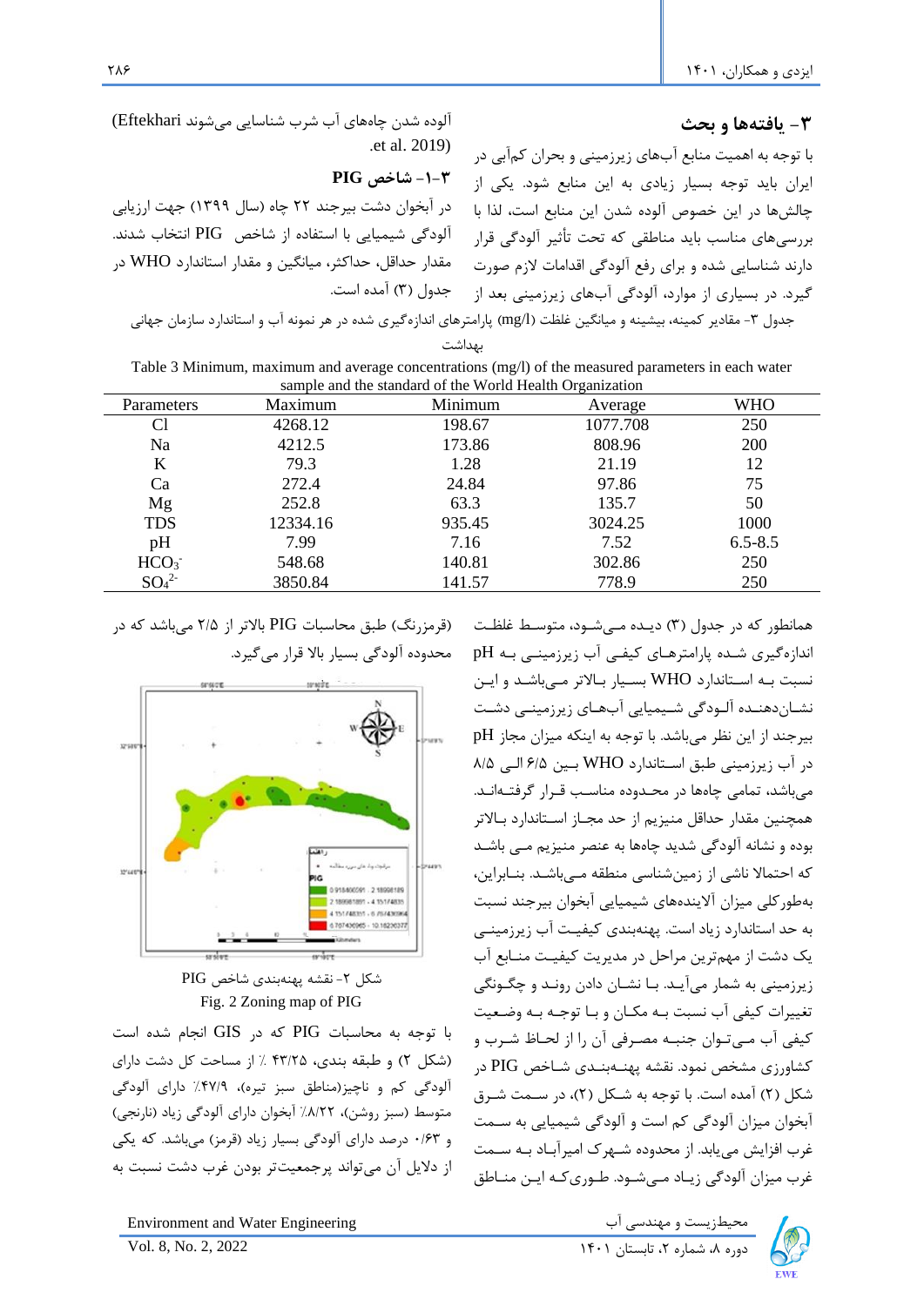## ۳- یافته‌ها و بحث

با توجه به اهمیت منابع آب‌های زیرزمینی و بحران کم‌آبی در ایران باید توجه بسیار زیادی به این منابع شود. یکی از چالش‌ها در این خصوص آلوده شدن این منابع است، لذا با بررسی‌های مناسب باید مناطقی که تحت تأثیر آلودگی قرار دارند شناسایی شده و برای رفع آلودگی اقدامات لازم صورت گیرد. در بسیاری از موارد، آلودگی آب‌های زیرزمینی بعد از آلوده شدن چاه‌های آب شرب شناسایی می‌شوند (Eftekhari et al. 2019).

### ۳-۱- شاخص PIG

در آبخوان دشت بیرجند ۲۲ چاه (سال ۱۳۹۹) جهت ارزیابی آلودگی شیمیایی با استفاده از شاخص PIG انتخاب شدند. مقدار حداقل، حداکثر، میانگین و مقدار استاندارد WHO در جدول (۳) آمده است.

جدول ۳- مقادیر کمینه، بیشینه و میانگین غلظت (mg/l) پارامترهای اندازه‌گیری شده در هر نمونه آب و استاندارد سازمان جهانی بهداشت

Table 3 Minimum, maximum and average concentrations (mg/l) of the measured parameters in each water sample and the standard of the World Health Organization

| Parameters | Maximum | Minimum | Average | WHO |
|---|---|---|---|---|
| Cl | 4268.12 | 198.67 | 1077.708 | 250 |
| Na | 4212.5 | 173.86 | 808.96 | 200 |
| K | 79.3 | 1.28 | 21.19 | 12 |
| Ca | 272.4 | 24.84 | 97.86 | 75 |
| Mg | 252.8 | 63.3 | 135.7 | 50 |
| TDS | 12334.16 | 935.45 | 3024.25 | 1000 |
| pH | 7.99 | 7.16 | 7.52 | 6.5-8.5 |
| $HCO_3^-$ | 548.68 | 140.81 | 302.86 | 250 |
| $SO_4^{2-}$ | 3850.84 | 141.57 | 778.9 | 250 |

همانطور که در جدول (۳) دیده می‌شود، متوسط غلظت اندازه‌گیری شده پارامترهای کیفی آب زیرزمینی به pH نسبت به استاندارد WHO بسیار بالاتر می‌باشد و این نشان‌دهنده آلودگی شیمیایی آب‌های زیرزمینی دشت بیرجند از این نظر می‌باشد. با توجه به اینکه میزان مجاز pH در آب زیرزمینی طبق استاندارد WHO بین ۶/۵ الی ۸/۵ می‌باشد، تمامی چاه‌ها در محدوده مناسب قرار گرفته‌اند. همچنین مقدار حداقل منیزیم از حد مجاز استاندارد بالاتر بوده و نشانه آلودگی شدید چاه‌ها به عنصر منیزیم می باشد که احتمالا ناشی از زمین‌شناسی منطقه می‌باشد. بنابراین، به‌طورکلی میزان آلاینده‌های شیمیایی آبخوان بیرجند نسبت به حد استاندارد زیاد است. پهنه‌بندی کیفیت آب زیرزمینی یک دشت از مهم‌ترین مراحل در مدیریت کیفیت منابع آب زیرزمینی به شمار می‌آید. با نشان دادن روند و چگونگی تغییرات کیفی آب نسبت به مکان و با توجه به وضعیت کیفی آب می‌توان جنبه مصرفی آن را از لحاظ شرب و کشاورزی مشخص نمود. نقشه پهنه‌بندی شاخص PIG در شکل (۲) آمده است. با توجه به شکل (۲)، در سمت شرق آبخوان میزان آلودگی کم است و آلودگی شیمیایی به سمت غرب افزایش می‌یابد. از محدوده شهرک امیرآباد به سمت غرب میزان آلودگی زیاد می‌شود. طوری‌که این مناطق (قرمزرنگ) طبق محاسبات PIG بالاتر از ۲/۵ می‌باشد که در محدوده آلودگی بسیار بالا قرار می‌گیرد.

شکل ۲- نقشه پهنه‌بندی شاخص PIG

Fig. 2 Zoning map of PIG

با توجه به محاسبات PIG که در GIS انجام شده است (شکل ۲) و طبقه بندی، ۴۳/۲۵ ٪ از مساحت کل دشت دارای آلودگی کم و ناچیز(مناطق سبز تیره)، ۴۷/۹٪ دارای آلودگی متوسط (سبز روشن)، ۸/۲۲٪ آبخوان دارای آلودگی زیاد (نارنجی) و ۰/۶۳ درصد دارای آلودگی بسیار زیاد (قرمز) می‌باشد. که یکی از دلایل آن می‌تواند پرجمعیت‌تر بودن غرب دشت نسبت به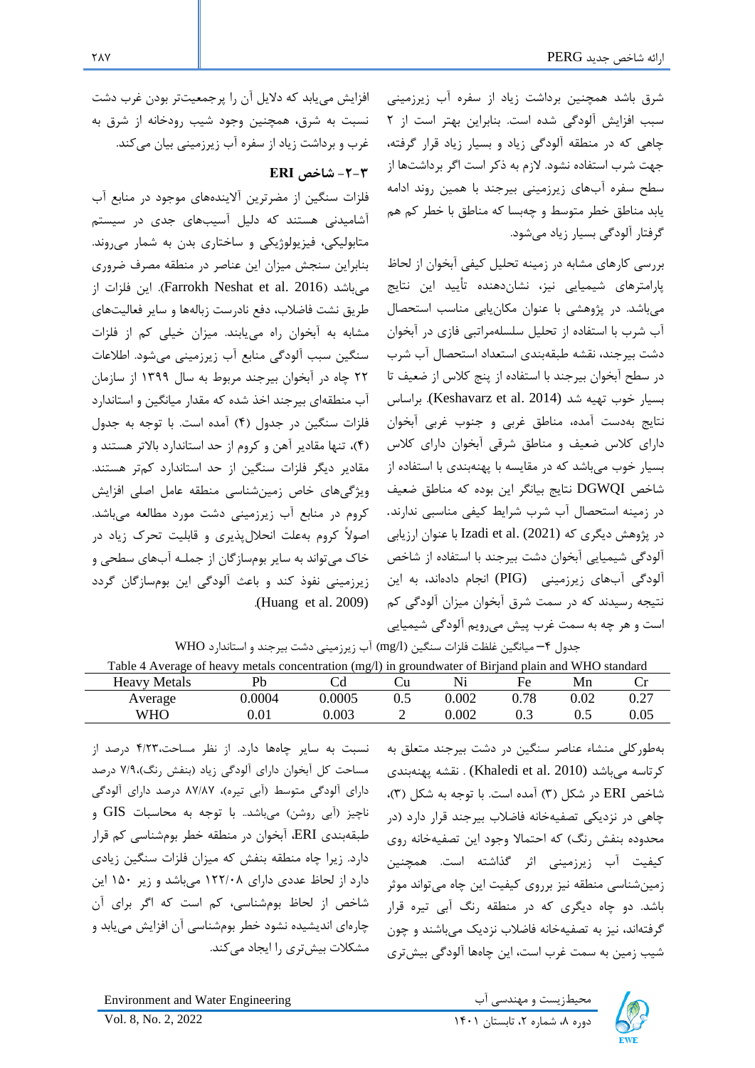شرق باشد همچنین برداشت زیاد از سفره آب زیرزمینی سبب افزایش آلودگی شده است. بنابراین بهتر است از ۲ چاهی که در منطقه آلودگی زیاد و بسیار زیاد قرار گرفته، جهت شرب استفاده نشود. لازم به ذکر است اگر برداشت‌ها از سطح سفره آب‌های زیرزمینی بیرجند با همین روند ادامه یابد مناطق خطر متوسط و چه‌بسا که مناطق با خطر کم هم گرفتار آلودگی بسیار زیاد می‌شود.

بررسی کارهای مشابه در زمینه تحلیل کیفی آبخوان از لحاظ پارامترهای شیمیایی نیز، نشان‌دهنده تأیید این نتایج می‌باشد. در پژوهشی با عنوان مکان‌یابی مناسب استحصال آب شرب با استفاده از تحلیل سلسله‌مراتبی فازی در آبخوان دشت بیرجند، نقشه طبقه‌بندی استعداد استحصال آب شرب در سطح آبخوان بیرجند با استفاده از پنج کلاس از ضعیف تا بسیار خوب تهیه شد (Keshavarz et al. 2014). براساس نتایج بدست آمده، مناطق غربی و جنوب غربی آبخوان دارای کلاس ضعیف و مناطق شرقی آبخوان دارای کلاس بسیار خوب می‌باشد که در مقایسه با پهنه‌بندی با استفاده از شاخص DGWQI نتایج بیانگر این بوده که مناطق ضعیف در زمینه استحصال آب شرب شرایط کیفی مناسبی ندارند. در پژوهش دیگری که Izadi et al. (2021) با عنوان ارزیابی آلودگی شیمیایی آبخوان دشت بیرجند با استفاده از شاخص آلودگی آب‌های زیرزمینی (PIG) انجام داده‌اند، به این نتیجه رسیدند که در سمت شرق آبخوان میزان آلودگی کم است و هر چه به سمت غرب پیش می‌رویم آلودگی شیمیایی افزایش می‌یابد که دلایل آن را پرجمعیت‌تر بودن غرب دشت نسبت به شرق، همچنین وجود شیب رودخانه از شرق به غرب و برداشت زیاد از سفره آب زیرزمینی بیان می‌کند.

### ۳-۲- شاخص ERI

فلزات سنگین از مضرترین آلاینده‌های موجود در منابع آب آشامیدنی هستند که دلیل آسیب‌های جدی در سیستم متابولیکی، فیزیولوژیکی و ساختاری بدن به شمار می‌روند. بنابراین سنجش میزان این عناصر در منطقه مصرف ضروری می‌باشد (Farrokh Neshat et al. 2016). این فلزات از طریق نشت فاضلاب، دفع نادرست زباله‌ها و سایر فعالیت‌های مشابه به آبخوان راه می‌یابند. میزان خیلی کم از فلزات سنگین سبب آلودگی منابع آب زیرزمینی می‌شود. اطلاعات ۲۲ چاه در آبخوان بیرجند مربوط به سال ۱۳۹۹ از سازمان آب منطقه‌ای بیرجند اخذ شده که مقدار میانگین و استاندارد فلزات سنگین در جدول (۴) آمده است. با توجه به جدول (۴)، تنها مقادیر آهن و کروم از حد استاندارد بالاتر هستند و مقادیر دیگر فلزات سنگین از حد استاندارد کم‌تر هستند. ویژگی‌های خاص زمین‌شناسی منطقه عامل اصلی افزایش کروم در منابع آب زیرزمینی دشت مورد مطالعه می‌باشد. اصولاً کروم به‌علت انحلال‌پذیری و قابلیت تحرک زیاد در خاک می‌تواند به سایر بوم‌سازگان از جملـه آب‌های سطحی و زیرزمینی نفوذ کند و باعث آلودگی این بوم‌سازگان گردد (Huang et al. 2009).

جدول ۴- میانگین غلظت فلزات سنگین (mg/l) آب زیرزمینی دشت بیرجند و استاندارد WHO

Table 4 Average of heavy metals concentration (mg/l) in groundwater of Birjand plain and WHO standard

| Heavy Metals | Pb | Cd | Cu | Ni | Fe | Mn | Cr |
|---|---|---|---|---|---|---|---|
| Average | 0.0004 | 0.0005 | 0.5 | 0.002 | 0.78 | 0.02 | 0.27 |
| WHO | 0.01 | 0.003 | 2 | 0.002 | 0.3 | 0.5 | 0.05 |

به‌طورکلی منشاء عناصر سنگین در دشت بیرجند متعلق به کرتاسه می‌باشد (Khaledi et al. 2010) . نقشه پهنه‌بندی شاخص ERI در شکل (۳) آمده است. با توجه به شکل (۳)، چاهی در نزدیکی تصفیه‌خانه فاضلاب بیرجند قرار دارد (در محدوده بنفش رنگ) که احتمالا وجود این تصفیه‌خانه روی کیفیت آب زیرزمینی اثر گذاشته است. همچنین زمین‌شناسی منطقه نیز برروی کیفیت این چاه می‌تواند موثر باشد. دو چاه دیگری که در منطقه رنگ آبی تیره قرار گرفته‌اند، نیز به تصفیه‌خانه فاضلاب نزدیک می‌باشند و چون شیب زمین به سمت غرب است، این چاه‌ها آلودگی بیش‌تری نسبت به سایر چاه‌ها دارد. از نظر مساحت،۴/۲۳ درصد از مساحت کل آبخوان دارای آلودگی زیاد (بنفش رنگ)،۷/۹ درصد دارای آلودگی متوسط (آبی تیره)، ۸۷/۸۷ درصد دارای آلودگی ناچیز (آبی روشن) می‌باشد.. با توجه به محاسبات GIS و طبقه‌بندی ERI، آبخوان در منطقه خطر بوم‌شناسی کم قرار دارد. زیرا چاه منطقه بنفش که میزان فلزات سنگین زیادی دارد از لحاظ عددی دارای ۱۲۲/۰۸ می‌باشد و زیر ۱۵۰ این شاخص از لحاظ بوم‌شناسی، کم است که اگر برای آن چاره‌ای اندیشیده نشود خطر بوم‌شناسی آن افزایش می‌یابد و مشکلات بیش‌تری را ایجاد می‌کند.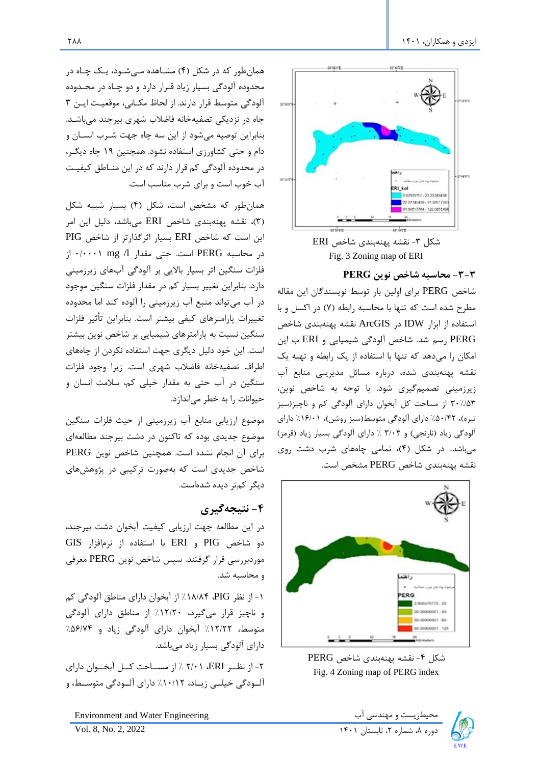شکل ۳- نقشه پهنه‌بندی شاخص ERI

Fig. 3 Zoning map of ERI

### ۳-۳- محاسبه شاخص نوین PERG

شاخص PERG برای اولین بار توسط نویسندگان این مقاله مطرح شده است که تنها با محاسبه رابطه (۷) در اکسل و با استفاده از ابزار IDW در ArcGIS نقشه پهنه‌بندی شاخص PERG رسم شد. شاخص آلودگی شیمیایی و ERI ب این امکان را می‌دهد که تنها با استفاده از یک رابطه و تهیه یک نقشه پهنه‌بندی شده، درباره مسائل مدیریتی منابع آب زیرزمینی تصمیم‌گیری شود. با توجه به شاخص نوین، ۳۰/۵۳٪ از مساحت کل آبخوان دارای آلودگی کم و ناچیز(سبز تیره)، ۵۰/۴۲٪ دارای آلودگی متوسط(سبز روشن)، ۱۶/۰۱٪ دارای آلودگی زیاد (نارنجی) و ۳/۰۴ ٪ دارای آلودگی بسیار زیاد (قرمز) می‌باشد.. در شکل (۴)، تمامی چاه‌های شرب دشت روی نقشه پهنه‌بندی شاخص PERG مشخص است.

شکل ۴- نقشه پهنه‌بندی شاخص PERG

Fig. 4 Zoning map of PERG index

همان‌طور که در شکل (۴) مشاهده می‌شود، یک چاه در محدوده آلودگی بسیار زیاد قرار دارد و دو چاه در محدوده آلودگی متوسط قرار دارند. از لحاظ مکانی، موقعیت این ۳ چاه در نزدیکی تصفیه‌خانه فاضلاب شهری بیرجند می‌باشد. بنابراین توصیه می‌شود از این سه چاه جهت شرب انسان و دام و حتی کشاورزی استفاده نشود. همچنین ۱۹ چاه دیگر، در محدوده آلودگی کم قرار دارند که در این مناطق کیفیت آب خوب است و برای شرب مناسب است.

همان‌طور که مشخص است، شکل (۴) بسیار شبیه شکل (۳)، نقشه پهنه‌بندی شاخص ERI می‌باشد، دلیل این امر این است که شاخص ERI بسیار اثرگذارتر از شاخص PIG در محاسبه PERG است. حتی مقدار mg /l ۰/۰۰۰۱ از فلزات سنگین اثر بسیار بالایی بر آلودگی آب‌های زیرزمینی دارد. بنابراین تغییر بسیار کم در مقدار فلزات سنگین موجود در آب می‌تواند منبع آب زیرزمینی را آلوده کند اما محدوده تغییرات پارامترهای کیفی بیشتر است. بنابراین تأثیر فلزات سنگین نسبت به پارامترهای شیمیایی بر شاخص نوین بیشتر است. این خود دلیل دیگری جهت استفاده نکردن از چاه‌های اطراف تصفیه‌خانه فاضلاب شهری است. زیرا وجود فلزات سنگین در آب حتی به مقدار خیلی کم، سلامت انسان و حیوانات را به خطر می‌اندازد.

موضوع ارزیابی منابع آب زیرزمینی از حیث فلزات سنگین موضوع جدیدی بوده که تاکنون در دشت بیرجند مطالعه‌ای برای آن انجام نشده است. همچنین شاخص نوین PERG شاخص جدیدی است که به‌صورت ترکیبی در پژوهش‌های دیگر کم‌تر دیده شده‌است.

## ۴- نتیجه‌گیری

در این مطالعه جهت ارزیابی کیفیت آبخوان دشت بیرجند، دو شاخص PIG و ERI با استفاده از نرم‌افزار GIS موردبررسی قرار گرفتند. سپس شاخص نوین PERG معرفی و محاسبه شد.

۱- از نظر PIG، ۱۸/۸۴٪ از آبخوان دارای مناطق آلودگی کم و ناچیز قرار می‌گیرد، ۱۲/۲۰٪ از مناطق دارای آلودگی متوسط، ۱۲/۲۲٪ آبخوان دارای آلودگی زیاد و ۵۶/۷۴٪ دارای آلودگی بسیار زیاد می‌باشد.

۲- از نظر ERI، ۲/۰۱ ٪ از مساحت کل آبخوان دارای آلودگی خیلی زیاد، ۱۰/۱۲٪ دارای آلودگی متوسط، و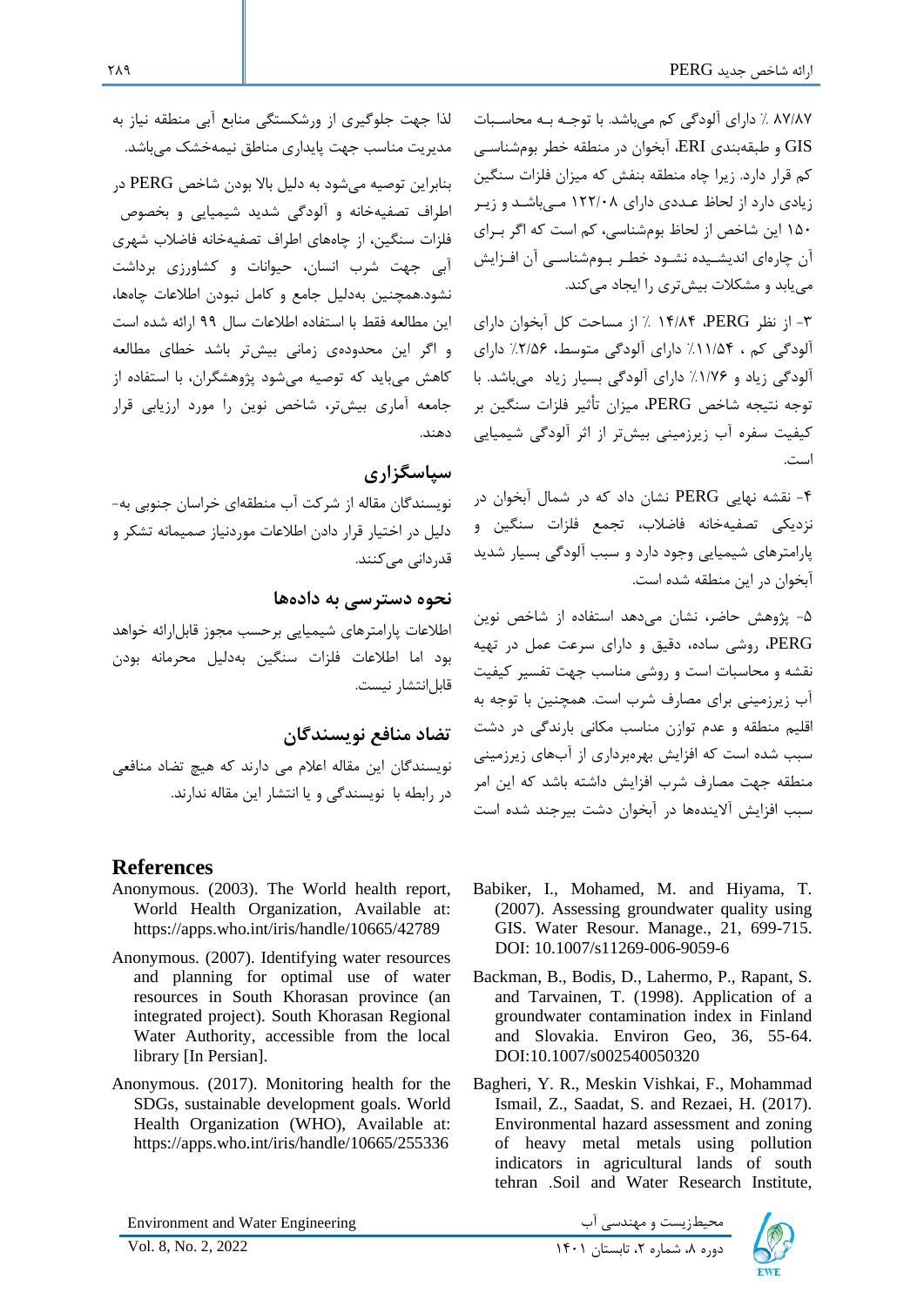۸۷/۸۷ ٪ دارای آلودگی کم می‌باشد. با توجه به محاسبات GIS و طبقه‌بندی ERI، آبخوان در منطقه خطر بوم‌شناسی کم قرار دارد. زیرا چاه منطقه بنفش که میزان فلزات سنگین زیادی دارد از لحاظ عددی دارای ۱۲۲/۰۸ می‌باشد و زیر ۱۵۰ این شاخص از لحاظ بوم‌شناسی، کم است که اگر برای آن چاره‌ای اندیشیده نشود خطر بوم‌شناسی آن افزایش می‌یابد و مشکلات بیش‌تری را ایجاد می‌کند.

۳- از نظر PERG، ۱۴/۸۴ ٪ از مساحت کل آبخوان دارای آلودگی کم ، ۱۱/۵۴٪ دارای آلودگی متوسط، ۲/۵۶٪ دارای آلودگی زیاد و ۱/۷۶٪ دارای آلودگی بسیار زیاد می‌باشد. با توجه نتیجه شاخص PERG، میزان تأثیر فلزات سنگین بر کیفیت سفره آب زیرزمینی بیش‌تر از اثر آلودگی شیمیایی است.

۴- نقشه نهایی PERG نشان داد که در شمال آبخوان در نزدیکی تصفیه‌خانه فاضلاب، تجمع فلزات سنگین و پارامترهای شیمیایی وجود دارد و سبب آلودگی بسیار شدید آبخوان در این منطقه شده است.

۵- پژوهش حاضر، نشان می‌دهد استفاده از شاخص نوین PERG، روشی ساده، دقیق و دارای سرعت عمل در تهیه نقشه و محاسبات است و روشی مناسب جهت تفسیر کیفیت آب زیرزمینی برای مصارف شرب است. همچنین با توجه به اقلیم منطقه و عدم توازن مناسب مکانی بارندگی در دشت سبب شده است که افزایش بهره‌برداری از آب‌های زیرزمینی منطقه جهت مصارف شرب افزایش داشته باشد که این امر سبب افزایش آلاینده‌ها در آبخوان دشت بیرجند شده است لذا جهت جلوگیری از ورشکستگی منابع آبی منطقه نیاز به مدیریت مناسب جهت پایداری مناطق نیمه‌خشک می‌باشد.

بنابراین توصیه می‌شود به دلیل بالا بودن شاخص PERG در اطراف تصفیه‌خانه و آلودگی شدید شیمیایی و بخصوص فلزات سنگین، از چاه‌های اطراف تصفیه‌خانه فاضلاب شهری آبی جهت شرب انسان، حیوانات و کشاورزی برداشت نشود.همچنین به‌دلیل جامع و کامل نبودن اطلاعات چاه‌ها، این مطالعه فقط با استفاده اطلاعات سال ۹۹ ارائه شده است و اگر این محدوده‌ی زمانی بیش‌تر باشد خطای مطالعه کاهش می‌یابد که توصیه می‌شود پژوهشگران، با استفاده از جامعه آماری بیش‌تر، شاخص نوین را مورد ارزیابی قرار دهند.

## سپاسگزاری

نویسندگان مقاله از شرکت آب منطقه‌ای خراسان جنوبی به‌دلیل در اختیار قرار دادن اطلاعات موردنیاز صمیمانه تشکر و قدردانی می‌کنند.

## نحوه دسترسی به داده‌ها

اطلاعات پارامترهای شیمیایی برحسب مجوز قابل‌ارائه خواهد بود اما اطلاعات فلزات سنگین به‌دلیل محرمانه بودن قابل‌انتشار نیست.

## تضاد منافع نویسندگان

نویسندگان این مقاله اعلام می دارند که هیچ تضاد منافعی در رابطه با نویسندگی و یا انتشار این مقاله ندارند.

## References

Anonymous. (2003). The World health report, World Health Organization, Available at: https://apps.who.int/iris/handle/10665/42789

Anonymous. (2007). Identifying water resources and planning for optimal use of water resources in South Khorasan province (an integrated project). South Khorasan Regional Water Authority, accessible from the local library [In Persian].

Anonymous. (2017). Monitoring health for the SDGs, sustainable development goals. World Health Organization (WHO), Available at: https://apps.who.int/iris/handle/10665/255336

Babiker, I., Mohamed, M. and Hiyama, T. (2007). Assessing groundwater quality using GIS. Water Resour. Manage., 21, 699-715. DOI: 10.1007/s11269-006-9059-6

Backman, B., Bodis, D., Lahermo, P., Rapant, S. and Tarvainen, T. (1998). Application of a groundwater contamination index in Finland and Slovakia. Environ Geo, 36, 55-64. DOI:10.1007/s002540050320

Bagheri, Y. R., Meskin Vishkai, F., Mohammad Ismail, Z., Saadat, S. and Rezaei, H. (2017). Environmental hazard assessment and zoning of heavy metal metals using pollution indicators in agricultural lands of south tehran .Soil and Water Research Institute,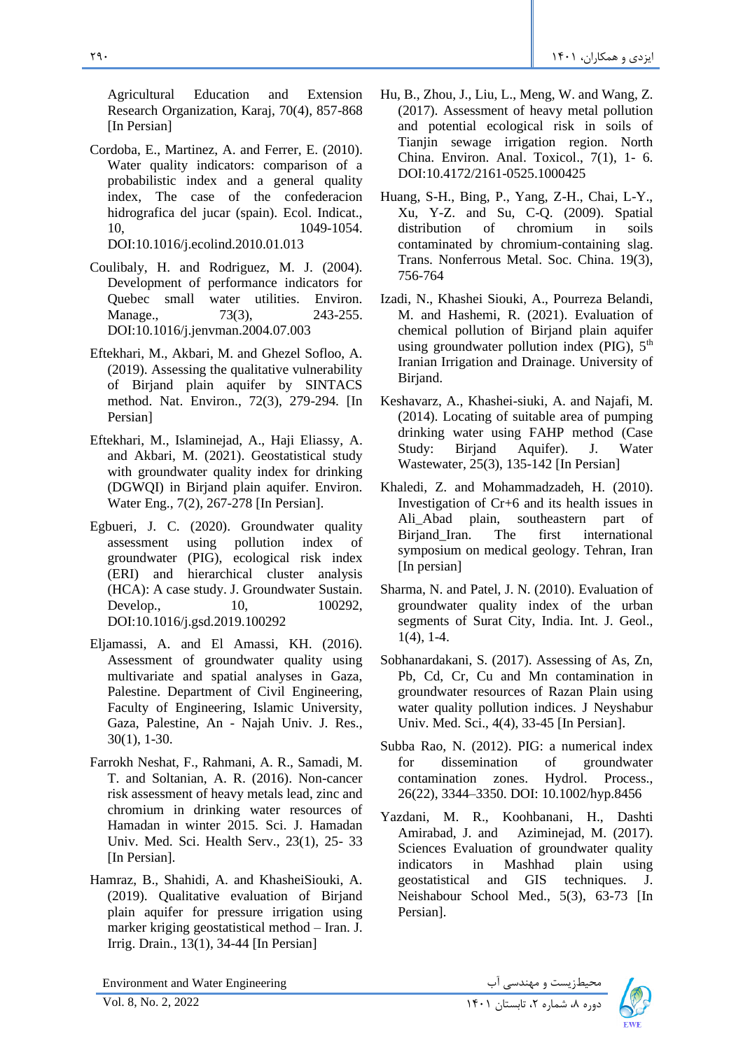Agricultural Education and Extension Research Organization, Karaj, 70(4), 857-868 [In Persian]

Cordoba, E., Martinez, A. and Ferrer, E. (2010). Water quality indicators: comparison of a probabilistic index and a general quality index, The case of the confederacion hidrografica del jucar (spain). Ecol. Indicat., 10, 1049-1054. DOI:10.1016/j.ecolind.2010.01.013

Coulibaly, H. and Rodriguez, M. J. (2004). Development of performance indicators for Quebec small water utilities. Environ. Manage., 73(3), 243-255. DOI:10.1016/j.jenvman.2004.07.003

Eftekhari, M., Akbari, M. and Ghezel Sofloo, A. (2019). Assessing the qualitative vulnerability of Birjand plain aquifer by SINTACS method. Nat. Environ., 72(3), 279-294. [In Persian]

Eftekhari, M., Islaminejad, A., Haji Eliassy, A. and Akbari, M. (2021). Geostatistical study with groundwater quality index for drinking (DGWQI) in Birjand plain aquifer. Environ. Water Eng., 7(2), 267-278 [In Persian].

Egbueri, J. C. (2020). Groundwater quality assessment using pollution index of groundwater (PIG), ecological risk index (ERI) and hierarchical cluster analysis (HCA): A case study. J. Groundwater Sustain. Develop., 10, 100292, DOI:10.1016/j.gsd.2019.100292

Eljamassi, A. and El Amassi, KH. (2016). Assessment of groundwater quality using multivariate and spatial analyses in Gaza, Palestine. Department of Civil Engineering, Faculty of Engineering, Islamic University, Gaza, Palestine, An - Najah Univ. J. Res., 30(1), 1-30.

Farrokh Neshat, F., Rahmani, A. R., Samadi, M. T. and Soltanian, A. R. (2016). Non-cancer risk assessment of heavy metals lead, zinc and chromium in drinking water resources of Hamadan in winter 2015. Sci. J. Hamadan Univ. Med. Sci. Health Serv., 23(1), 25- 33 [In Persian].

Hamraz, B., Shahidi, A. and KhasheiSiouki, A. (2019). Qualitative evaluation of Birjand plain aquifer for pressure irrigation using marker kriging geostatistical method – Iran. J. Irrig. Drain., 13(1), 34-44 [In Persian]

Hu, B., Zhou, J., Liu, L., Meng, W. and Wang, Z. (2017). Assessment of heavy metal pollution and potential ecological risk in soils of Tianjin sewage irrigation region. North China. Environ. Anal. Toxicol., 7(1), 1- 6. DOI:10.4172/2161-0525.1000425

Huang, S-H., Bing, P., Yang, Z-H., Chai, L-Y., Xu, Y-Z. and Su, C-Q. (2009). Spatial distribution of chromium in soils contaminated by chromium-containing slag. Trans. Nonferrous Metal. Soc. China. 19(3), 756-764

Izadi, N., Khashei Siouki, A., Pourreza Belandi, M. and Hashemi, R. (2021). Evaluation of chemical pollution of Birjand plain aquifer using groundwater pollution index (PIG), 5th Iranian Irrigation and Drainage. University of Birjand.

Keshavarz, A., Khashei-siuki, A. and Najafi, M. (2014). Locating of suitable area of pumping drinking water using FAHP method (Case Study: Birjand Aquifer). J. Water Wastewater, 25(3), 135-142 [In Persian]

Khaledi, Z. and Mohammadzadeh, H. (2010). Investigation of Cr+6 and its health issues in Ali_Abad plain, southeastern part of Birjand_Iran. The first international symposium on medical geology. Tehran, Iran [In persian]

Sharma, N. and Patel, J. N. (2010). Evaluation of groundwater quality index of the urban segments of Surat City, India. Int. J. Geol., 1(4), 1-4.

Sobhanardakani, S. (2017). Assessing of As, Zn, Pb, Cd, Cr, Cu and Mn contamination in groundwater resources of Razan Plain using water quality pollution indices. J Neyshabur Univ. Med. Sci., 4(4), 33-45 [In Persian].

Subba Rao, N. (2012). PIG: a numerical index for dissemination of groundwater contamination zones. Hydrol. Process., 26(22), 3344–3350. DOI: 10.1002/hyp.8456

Yazdani, M. R., Koohbanani, H., Dashti Amirabad, J. and Aziminejad, M. (2017). Sciences Evaluation of groundwater quality indicators in Mashhad plain using geostatistical and GIS techniques. J. Neishabour School Med., 5(3), 63-73 [In Persian].